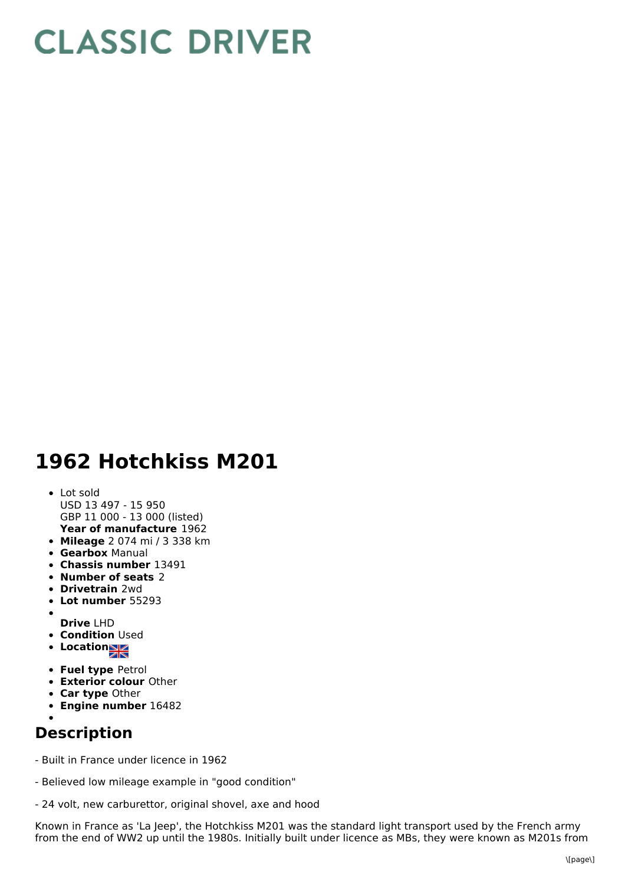# CLASSIC DRIVER

# 1962 Hotchkiss M201

- Lot sold
  USD 13 497 - 15 950
  GBP 11 000 - 13 000 (listed)
  **Year of manufacture** 1962
- **Mileage** 2 074 mi / 3 338 km
- **Gearbox** Manual
- **Chassis number** 13491
- **Number of seats** 2
- **Drivetrain** 2wd
- **Lot number** 55293
- **Drive** LHD
- **Condition** Used
- **Location**
- **Fuel type** Petrol
- **Exterior colour** Other
- **Car type** Other
- **Engine number** 16482

## Description

- Built in France under licence in 1962

- Believed low mileage example in "good condition"

- 24 volt, new carburettor, original shovel, axe and hood

Known in France as 'La Jeep', the Hotchkiss M201 was the standard light transport used by the French army from the end of WW2 up until the 1980s. Initially built under licence as MBs, they were known as M201s from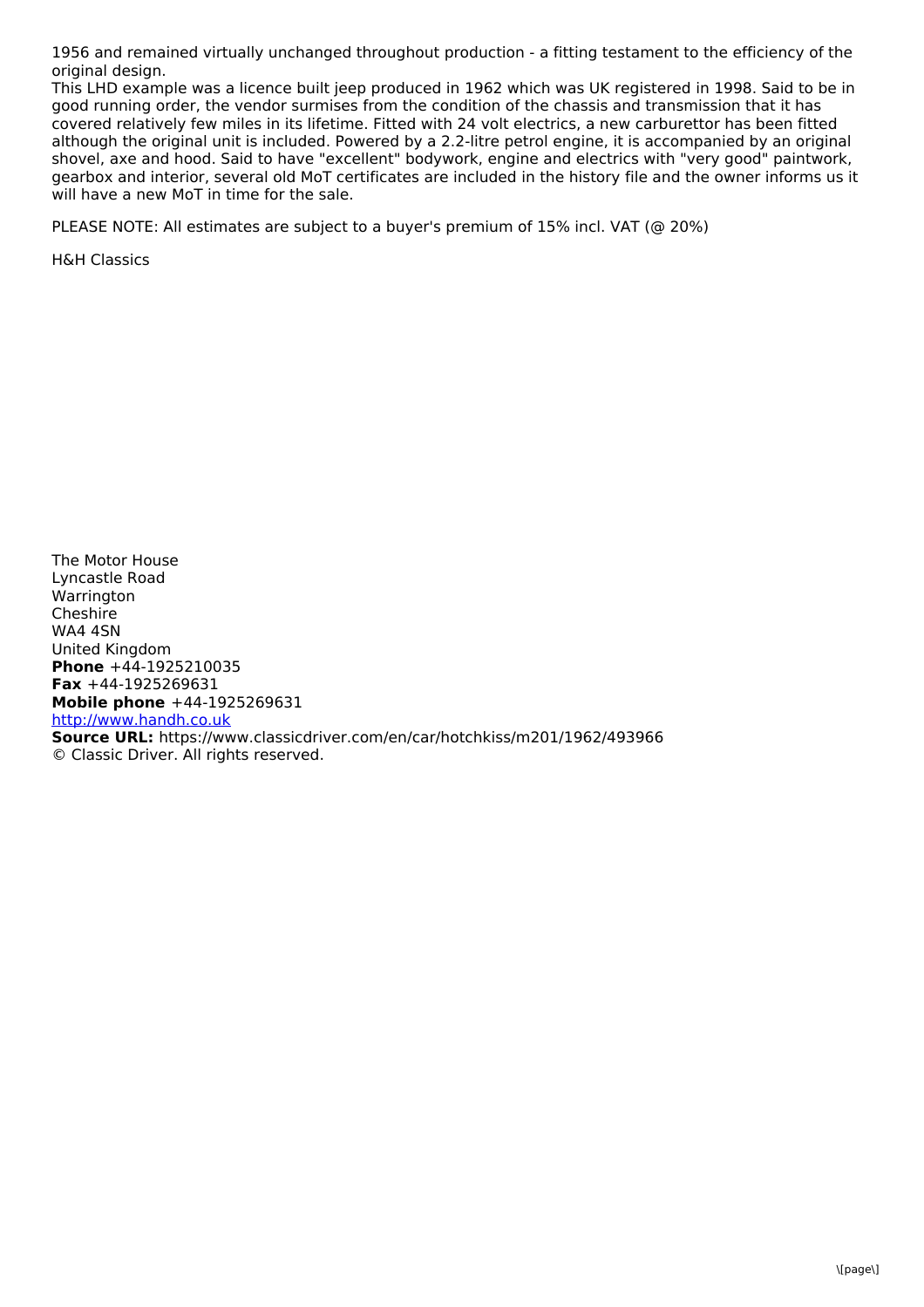1956 and remained virtually unchanged throughout production - a fitting testament to the efficiency of the original design.
This LHD example was a licence built jeep produced in 1962 which was UK registered in 1998. Said to be in good running order, the vendor surmises from the condition of the chassis and transmission that it has covered relatively few miles in its lifetime. Fitted with 24 volt electrics, a new carburettor has been fitted although the original unit is included. Powered by a 2.2-litre petrol engine, it is accompanied by an original shovel, axe and hood. Said to have "excellent" bodywork, engine and electrics with "very good" paintwork, gearbox and interior, several old MoT certificates are included in the history file and the owner informs us it will have a new MoT in time for the sale.

PLEASE NOTE: All estimates are subject to a buyer's premium of 15% incl. VAT (@ 20%)

H&H Classics

The Motor House
Lyncastle Road
Warrington
Cheshire
WA4 4SN
United Kingdom
**Phone** +44-1925210035
**Fax** +44-1925269631
**Mobile phone** +44-1925269631
http://www.handh.co.uk
**Source URL:** https://www.classicdriver.com/en/car/hotchkiss/m201/1962/493966
© Classic Driver. All rights reserved.